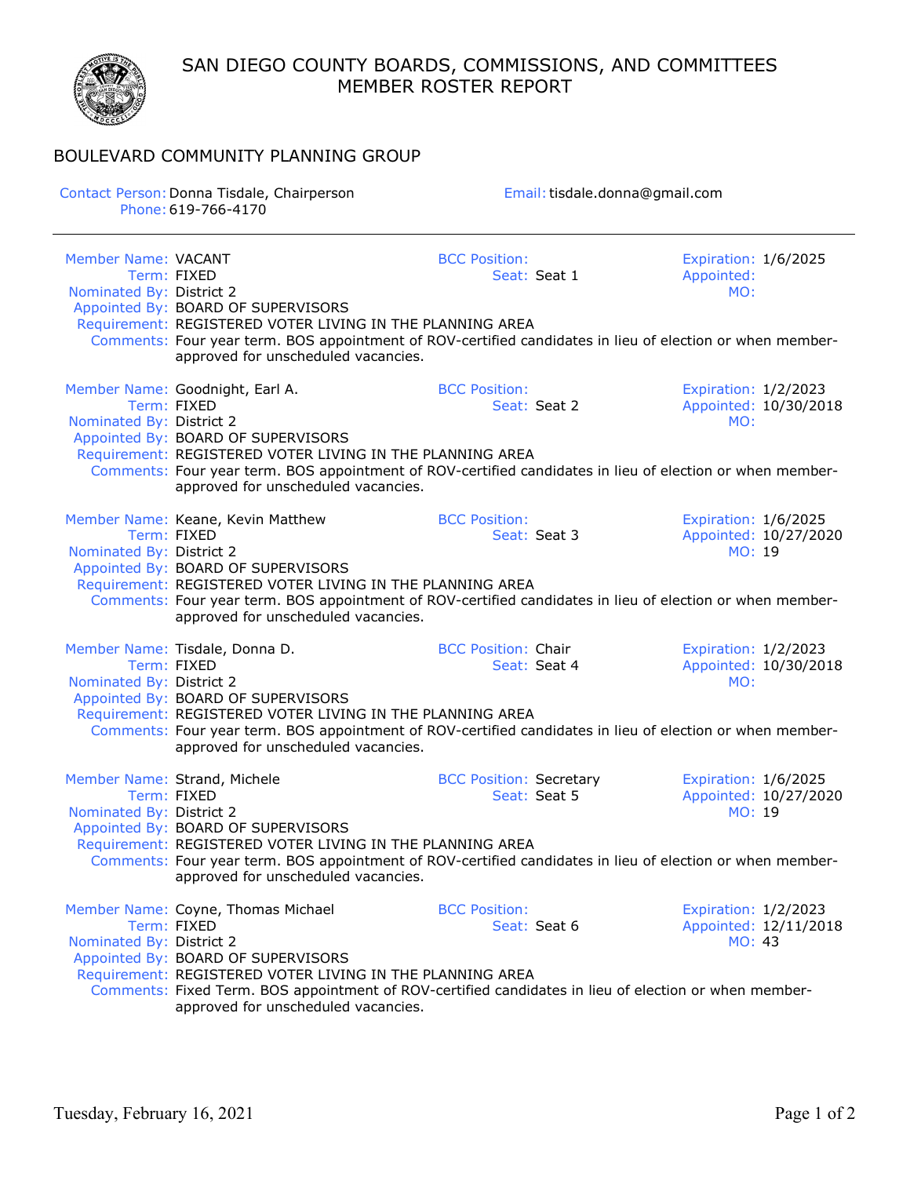# SAN DIEGO COUNTY BOARDS, COMMISSIONS, AND COMMITTEES
## MEMBER ROSTER REPORT

### BOULEVARD COMMUNITY PLANNING GROUP

**Contact Person:** Donna Tisdale, Chairperson
**Phone:** 619-766-4170
**Email:** tisdale.donna@gmail.com

---

**Member Name:** VACANT
**BCC Position:**
**Expiration:** 1/6/2025
**Term:** FIXED
**Seat:** Seat 1
**Appointed:**
**Nominated By:** District 2
**MO:**
**Appointed By:** BOARD OF SUPERVISORS
**Requirement:** REGISTERED VOTER LIVING IN THE PLANNING AREA
**Comments:** Four year term. BOS appointment of ROV-certified candidates in lieu of election or when member-approved for unscheduled vacancies.

**Member Name:** Goodnight, Earl A.
**BCC Position:**
**Expiration:** 1/2/2023
**Term:** FIXED
**Seat:** Seat 2
**Appointed:** 10/30/2018
**Nominated By:** District 2
**MO:**
**Appointed By:** BOARD OF SUPERVISORS
**Requirement:** REGISTERED VOTER LIVING IN THE PLANNING AREA
**Comments:** Four year term. BOS appointment of ROV-certified candidates in lieu of election or when member-approved for unscheduled vacancies.

**Member Name:** Keane, Kevin Matthew
**BCC Position:**
**Expiration:** 1/6/2025
**Term:** FIXED
**Seat:** Seat 3
**Appointed:** 10/27/2020
**Nominated By:** District 2
**MO:** 19
**Appointed By:** BOARD OF SUPERVISORS
**Requirement:** REGISTERED VOTER LIVING IN THE PLANNING AREA
**Comments:** Four year term. BOS appointment of ROV-certified candidates in lieu of election or when member-approved for unscheduled vacancies.

**Member Name:** Tisdale, Donna D.
**BCC Position:** Chair
**Expiration:** 1/2/2023
**Term:** FIXED
**Seat:** Seat 4
**Appointed:** 10/30/2018
**Nominated By:** District 2
**MO:**
**Appointed By:** BOARD OF SUPERVISORS
**Requirement:** REGISTERED VOTER LIVING IN THE PLANNING AREA
**Comments:** Four year term. BOS appointment of ROV-certified candidates in lieu of election or when member-approved for unscheduled vacancies.

**Member Name:** Strand, Michele
**BCC Position:** Secretary
**Expiration:** 1/6/2025
**Term:** FIXED
**Seat:** Seat 5
**Appointed:** 10/27/2020
**Nominated By:** District 2
**MO:** 19
**Appointed By:** BOARD OF SUPERVISORS
**Requirement:** REGISTERED VOTER LIVING IN THE PLANNING AREA
**Comments:** Four year term. BOS appointment of ROV-certified candidates in lieu of election or when member-approved for unscheduled vacancies.

**Member Name:** Coyne, Thomas Michael
**BCC Position:**
**Expiration:** 1/2/2023
**Term:** FIXED
**Seat:** Seat 6
**Appointed:** 12/11/2018
**Nominated By:** District 2
**MO:** 43
**Appointed By:** BOARD OF SUPERVISORS
**Requirement:** REGISTERED VOTER LIVING IN THE PLANNING AREA
**Comments:** Fixed Term. BOS appointment of ROV-certified candidates in lieu of election or when member-approved for unscheduled vacancies.

Tuesday, February 16, 2021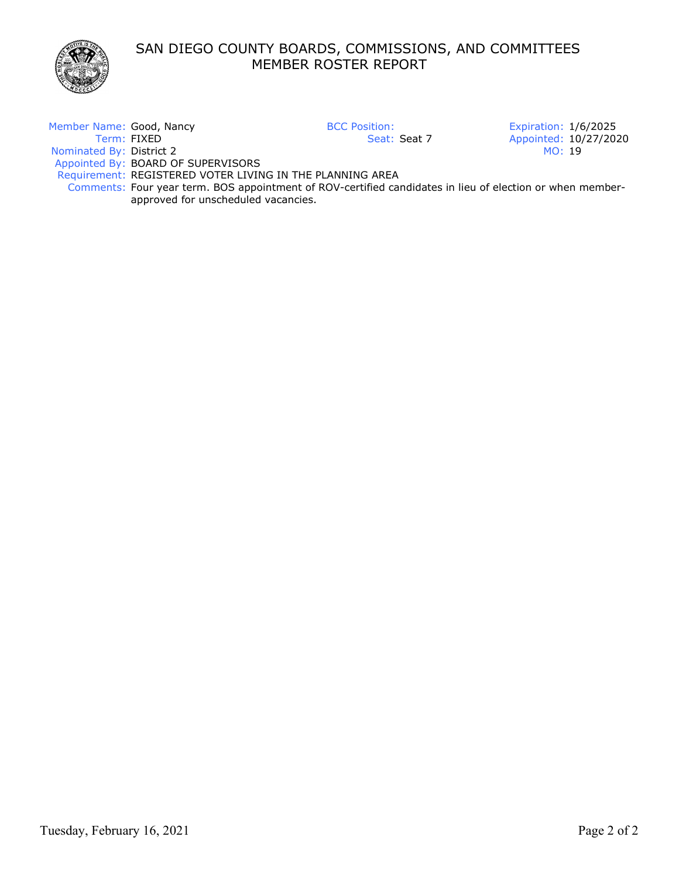# SAN DIEGO COUNTY BOARDS, COMMISSIONS, AND COMMITTEES
## MEMBER ROSTER REPORT

Member Name: Good, Nancy
BCC Position:
Expiration: 1/6/2025
Term: FIXED
Seat: Seat 7
Appointed: 10/27/2020
Nominated By: District 2
MO: 19
Appointed By: BOARD OF SUPERVISORS
Requirement: REGISTERED VOTER LIVING IN THE PLANNING AREA
Comments: Four year term. BOS appointment of ROV-certified candidates in lieu of election or when member-approved for unscheduled vacancies.

Tuesday, February 16, 2021